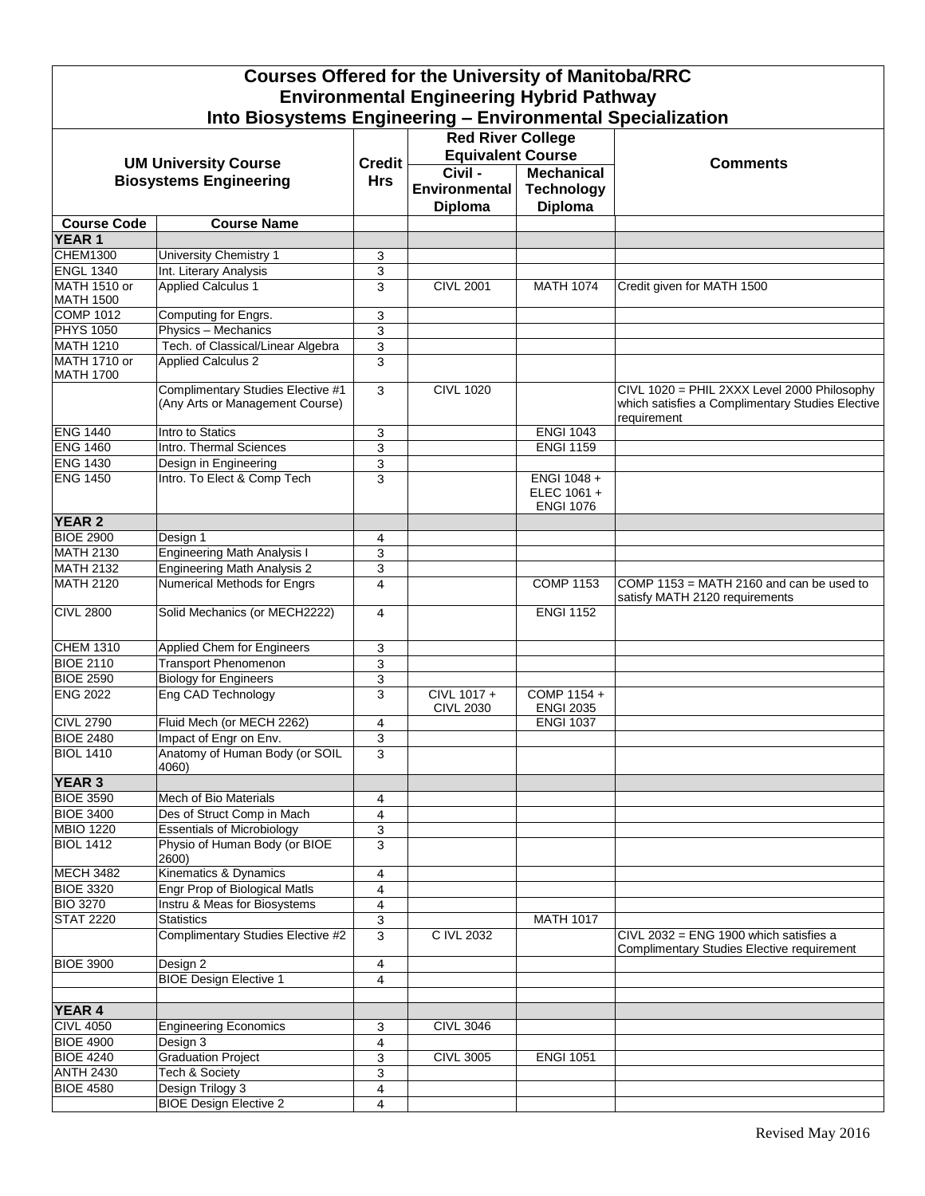# Courses Offered for the University of Manitoba/RRC Environmental Engineering Hybrid Pathway Into Biosystems Engineering – Environmental Specialization

| UM University Course Biosystems Engineering | | Credit Hrs | Red River College Equivalent Course | | Comments |
|---|---|---|---|---|---|
| | | | Civil - Environmental Diploma | Mechanical Technology Diploma | |
| **Course Code** | **Course Name** | | | | |
| **YEAR 1** | | | | | |
| CHEM1300 | University Chemistry 1 | 3 | | | |
| ENGL 1340 | Int. Literary Analysis | 3 | | | |
| MATH 1510 or MATH 1500 | Applied Calculus 1 | 3 | CIVL 2001 | MATH 1074 | Credit given for MATH 1500 |
| COMP 1012 | Computing for Engrs. | 3 | | | |
| PHYS 1050 | Physics – Mechanics | 3 | | | |
| MATH 1210 | Tech. of Classical/Linear Algebra | 3 | | | |
| MATH 1710 or MATH 1700 | Applied Calculus 2 | 3 | | | |
| | Complimentary Studies Elective #1 (Any Arts or Management Course) | 3 | CIVL 1020 | | CIVL 1020 = PHIL 2XXX Level 2000 Philosophy which satisfies a Complimentary Studies Elective requirement |
| ENG 1440 | Intro to Statics | 3 | | ENGI 1043 | |
| ENG 1460 | Intro. Thermal Sciences | 3 | | ENGI 1159 | |
| ENG 1430 | Design in Engineering | 3 | | | |
| ENG 1450 | Intro. To Elect & Comp Tech | 3 | | ENGI 1048 + ELEC 1061 + ENGI 1076 | |
| **YEAR 2** | | | | | |
| BIOE 2900 | Design 1 | 4 | | | |
| MATH 2130 | Engineering Math Analysis I | 3 | | | |
| MATH 2132 | Engineering Math Analysis 2 | 3 | | | |
| MATH 2120 | Numerical Methods for Engrs | 4 | | COMP 1153 | COMP 1153 = MATH 2160 and can be used to satisfy MATH 2120 requirements |
| CIVL 2800 | Solid Mechanics (or MECH2222) | 4 | | ENGI 1152 | |
| CHEM 1310 | Applied Chem for Engineers | 3 | | | |
| BIOE 2110 | Transport Phenomenon | 3 | | | |
| BIOE 2590 | Biology for Engineers | 3 | | | |
| ENG 2022 | Eng CAD Technology | 3 | CIVL 1017 + CIVL 2030 | COMP 1154 + ENGI 2035 | |
| CIVL 2790 | Fluid Mech (or MECH 2262) | 4 | | ENGI 1037 | |
| BIOE 2480 | Impact of Engr on Env. | 3 | | | |
| BIOL 1410 | Anatomy of Human Body (or SOIL 4060) | 3 | | | |
| **YEAR 3** | | | | | |
| BIOE 3590 | Mech of Bio Materials | 4 | | | |
| BIOE 3400 | Des of Struct Comp in Mach | 4 | | | |
| MBIO 1220 | Essentials of Microbiology | 3 | | | |
| BIOL 1412 | Physio of Human Body (or BIOE 2600) | 3 | | | |
| MECH 3482 | Kinematics & Dynamics | 4 | | | |
| BIOE 3320 | Engr Prop of Biological Matls | 4 | | | |
| BIO 3270 | Instru & Meas for Biosystems | 4 | | | |
| STAT 2220 | Statistics | 3 | | MATH 1017 | |
| | Complimentary Studies Elective #2 | 3 | C IVL 2032 | | CIVL 2032 = ENG 1900 which satisfies a Complimentary Studies Elective requirement |
| BIOE 3900 | Design 2 | 4 | | | |
| | BIOE Design Elective 1 | 4 | | | |
| | | | | | |
| **YEAR 4** | | | | | |
| CIVL 4050 | Engineering Economics | 3 | CIVL 3046 | | |
| BIOE 4900 | Design 3 | 4 | | | |
| BIOE 4240 | Graduation Project | 3 | CIVL 3005 | ENGI 1051 | |
| ANTH 2430 | Tech & Society | 3 | | | |
| BIOE 4580 | Design Trilogy 3 | 4 | | | |
| | BIOE Design Elective 2 | 4 | | | |

Revised May 2016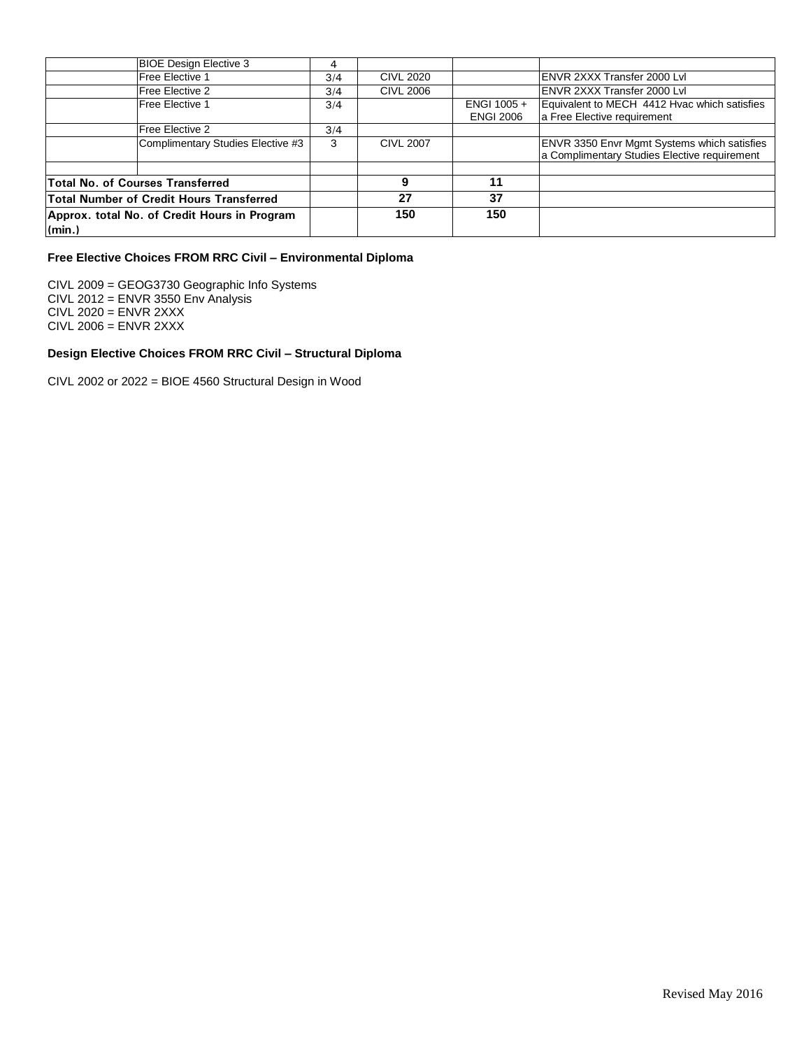| | | | | | |
|---|---|---|---|---|---|
| | BIOE Design Elective 3 | 4 | | | |
| | Free Elective 1 | 3/4 | CIVL 2020 | | ENVR 2XXX Transfer 2000 Lvl |
| | Free Elective 2 | 3/4 | CIVL 2006 | | ENVR 2XXX Transfer 2000 Lvl |
| | Free Elective 1 | 3/4 | | ENGI 1005 + ENGI 2006 | Equivalent to MECH 4412 Hvac which satisfies a Free Elective requirement |
| | Free Elective 2 | 3/4 | | | |
| | Complimentary Studies Elective #3 | 3 | CIVL 2007 | | ENVR 3350 Envr Mgmt Systems which satisfies a Complimentary Studies Elective requirement |
| | | | | | |
| **Total No. of Courses Transferred** | | | **9** | **11** | |
| **Total Number of Credit Hours Transferred** | | | **27** | **37** | |
| **Approx. total No. of Credit Hours in Program (min.)** | | | **150** | **150** | |

**Free Elective Choices FROM RRC Civil – Environmental Diploma**

CIVL 2009 = GEOG3730 Geographic Info Systems
CIVL 2012 = ENVR 3550 Env Analysis
CIVL 2020 = ENVR 2XXX
CIVL 2006 = ENVR 2XXX

**Design Elective Choices FROM RRC Civil – Structural Diploma**

CIVL 2002 or 2022 = BIOE 4560 Structural Design in Wood

Revised May 2016